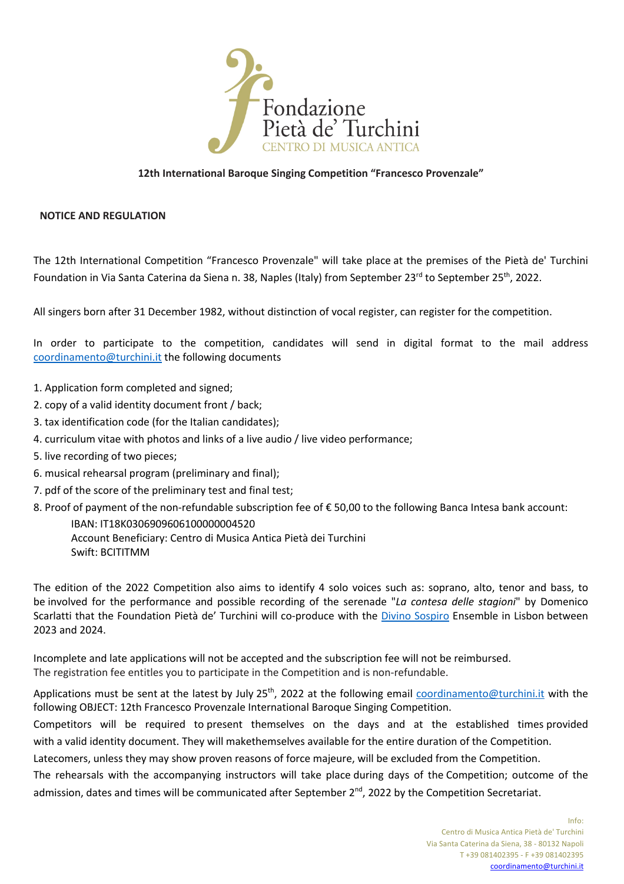Fondazione Pietà de' Turchini
CENTRO DI MUSICA ANTICA

**12th International Baroque Singing Competition "Francesco Provenzale"**

**NOTICE AND REGULATION**

The 12th International Competition "Francesco Provenzale" will take place at the premises of the Pietà de' Turchini Foundation in Via Santa Caterina da Siena n. 38, Naples (Italy) from September 23rd to September 25th, 2022.

All singers born after 31 December 1982, without distinction of vocal register, can register for the competition.

In order to participate to the competition, candidates will send in digital format to the mail address coordinamento@turchini.it the following documents

1. Application form completed and signed;
2. copy of a valid identity document front / back;
3. tax identification code (for the Italian candidates);
4. curriculum vitae with photos and links of a live audio / live video performance;
5. live recording of two pieces;
6. musical rehearsal program (preliminary and final);
7. pdf of the score of the preliminary test and final test;
8. Proof of payment of the non-refundable subscription fee of € 50,00 to the following Banca Intesa bank account:
   IBAN: IT18K0306909606100000004520
   Account Beneficiary: Centro di Musica Antica Pietà dei Turchini
   Swift: BCITITMM

The edition of the 2022 Competition also aims to identify 4 solo voices such as: soprano, alto, tenor and bass, to be involved for the performance and possible recording of the serenade "*La contesa delle stagioni*" by Domenico Scarlatti that the Foundation Pietà de' Turchini will co-produce with the Divino Sospiro Ensemble in Lisbon between 2023 and 2024.

Incomplete and late applications will not be accepted and the subscription fee will not be reimbursed.
The registration fee entitles you to participate in the Competition and is non-refundable.

Applications must be sent at the latest by July 25th, 2022 at the following email coordinamento@turchini.it with the following OBJECT: 12th Francesco Provenzale International Baroque Singing Competition.

Competitors will be required to present themselves on the days and at the established times provided with a valid identity document. They will makethemselves available for the entire duration of the Competition.

Latecomers, unless they may show proven reasons of force majeure, will be excluded from the Competition.

The rehearsals with the accompanying instructors will take place during days of the Competition; outcome of the admission, dates and times will be communicated after September 2nd, 2022 by the Competition Secretariat.

Info:
Centro di Musica Antica Pietà de' Turchini
Via Santa Caterina da Siena, 38 - 80132 Napoli
T +39 081402395 - F +39 081402395
coordinamento@turchini.it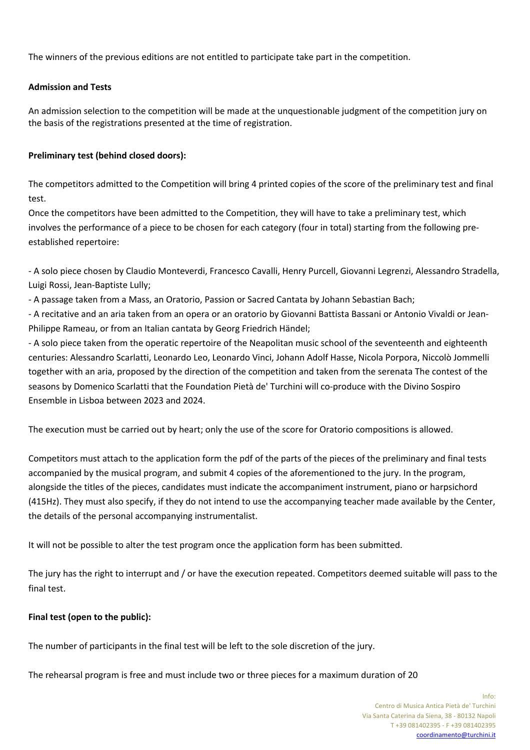The winners of the previous editions are not entitled to participate take part in the competition.

**Admission and Tests**

An admission selection to the competition will be made at the unquestionable judgment of the competition jury on the basis of the registrations presented at the time of registration.

**Preliminary test (behind closed doors):**

The competitors admitted to the Competition will bring 4 printed copies of the score of the preliminary test and final test.
Once the competitors have been admitted to the Competition, they will have to take a preliminary test, which involves the performance of a piece to be chosen for each category (four in total) starting from the following pre-established repertoire:

- A solo piece chosen by Claudio Monteverdi, Francesco Cavalli, Henry Purcell, Giovanni Legrenzi, Alessandro Stradella, Luigi Rossi, Jean-Baptiste Lully;
- A passage taken from a Mass, an Oratorio, Passion or Sacred Cantata by Johann Sebastian Bach;
- A recitative and an aria taken from an opera or an oratorio by Giovanni Battista Bassani or Antonio Vivaldi or Jean-Philippe Rameau, or from an Italian cantata by Georg Friedrich Händel;
- A solo piece taken from the operatic repertoire of the Neapolitan music school of the seventeenth and eighteenth centuries: Alessandro Scarlatti, Leonardo Leo, Leonardo Vinci, Johann Adolf Hasse, Nicola Porpora, Niccolò Jommelli together with an aria, proposed by the direction of the competition and taken from the serenata The contest of the seasons by Domenico Scarlatti that the Foundation Pietà de' Turchini will co-produce with the Divino Sospiro Ensemble in Lisboa between 2023 and 2024.

The execution must be carried out by heart; only the use of the score for Oratorio compositions is allowed.

Competitors must attach to the application form the pdf of the parts of the pieces of the preliminary and final tests accompanied by the musical program, and submit 4 copies of the aforementioned to the jury. In the program, alongside the titles of the pieces, candidates must indicate the accompaniment instrument, piano or harpsichord (415Hz). They must also specify, if they do not intend to use the accompanying teacher made available by the Center, the details of the personal accompanying instrumentalist.

It will not be possible to alter the test program once the application form has been submitted.

The jury has the right to interrupt and / or have the execution repeated. Competitors deemed suitable will pass to the final test.

**Final test (open to the public):**

The number of participants in the final test will be left to the sole discretion of the jury.

The rehearsal program is free and must include two or three pieces for a maximum duration of 20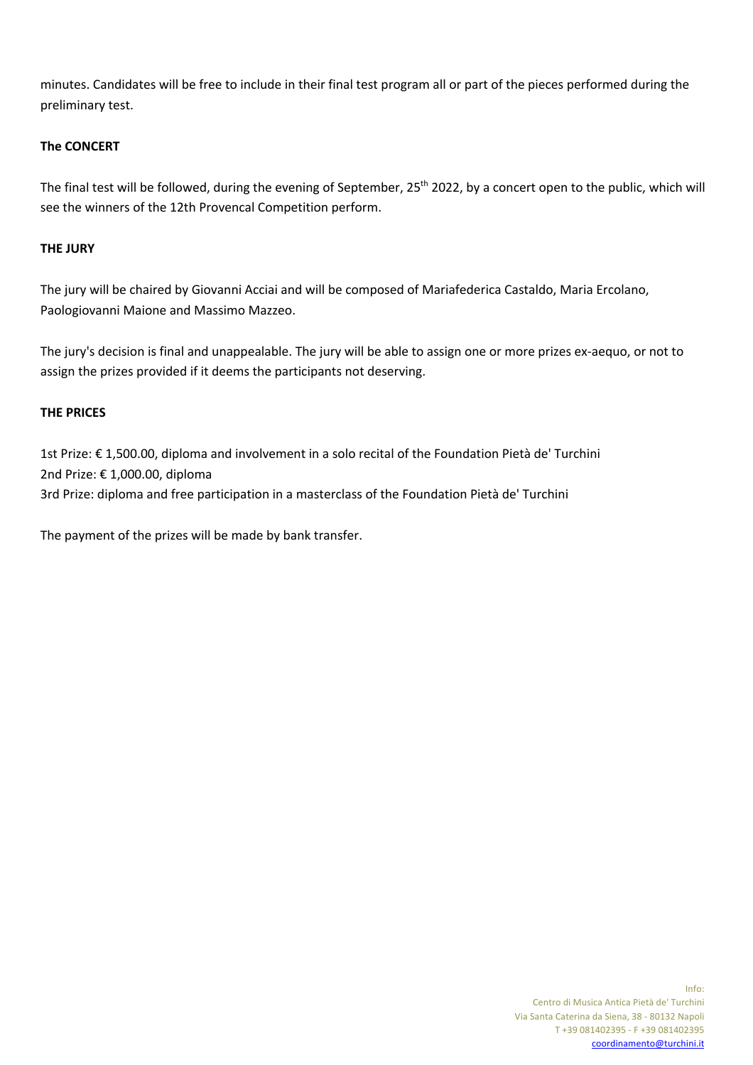minutes. Candidates will be free to include in their final test program all or part of the pieces performed during the preliminary test.

**The CONCERT**

The final test will be followed, during the evening of September, 25th 2022, by a concert open to the public, which will see the winners of the 12th Provencal Competition perform.

**THE JURY**

The jury will be chaired by Giovanni Acciai and will be composed of Mariafederica Castaldo, Maria Ercolano, Paologiovanni Maione and Massimo Mazzeo.

The jury's decision is final and unappealable. The jury will be able to assign one or more prizes ex-aequo, or not to assign the prizes provided if it deems the participants not deserving.

**THE PRICES**

1st Prize: € 1,500.00, diploma and involvement in a solo recital of the Foundation Pietà de' Turchini
2nd Prize: € 1,000.00, diploma
3rd Prize: diploma and free participation in a masterclass of the Foundation Pietà de' Turchini

The payment of the prizes will be made by bank transfer.

Info:
Centro di Musica Antica Pietà de' Turchini
Via Santa Caterina da Siena, 38 - 80132 Napoli
T +39 081402395 - F +39 081402395
coordinamento@turchini.it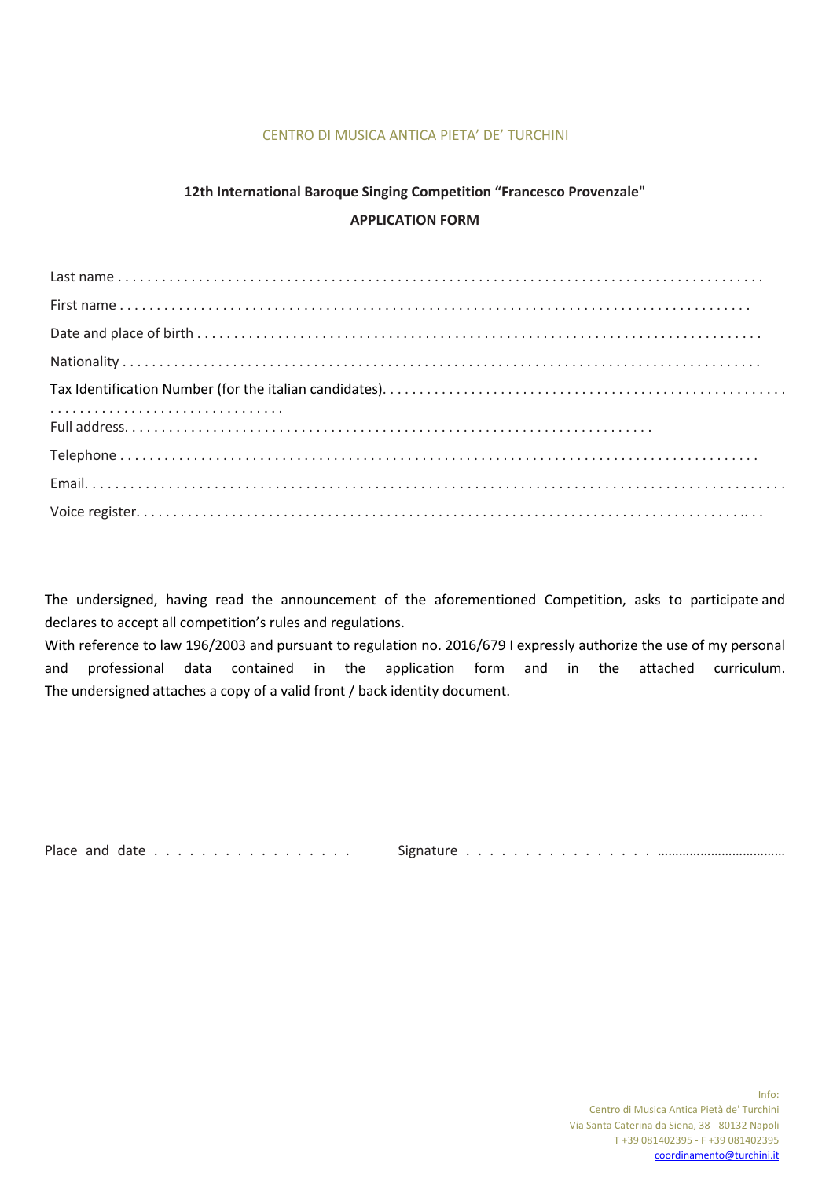CENTRO DI MUSICA ANTICA PIETA' DE' TURCHINI

**12th International Baroque Singing Competition "Francesco Provenzale"**

**APPLICATION FORM**

Last name . . . . . . . . . . . . . . . . . . . . . . . . . . . . . . . . . . . . . . . . . . . . . . . . . . . . . . . . . . . . . . . . . . . . . . . . . . . . . . . .

First name . . . . . . . . . . . . . . . . . . . . . . . . . . . . . . . . . . . . . . . . . . . . . . . . . . . . . . . . . . . . . . . . . . . . . . . . . . . . . .

Date and place of birth . . . . . . . . . . . . . . . . . . . . . . . . . . . . . . . . . . . . . . . . . . . . . . . . . . . . . . . . . . . . . . . . . . .

Nationality . . . . . . . . . . . . . . . . . . . . . . . . . . . . . . . . . . . . . . . . . . . . . . . . . . . . . . . . . . . . . . . . . . . . . . . . . . . . . .

Tax Identification Number (for the italian candidates). . . . . . . . . . . . . . . . . . . . . . . . . . . . . . . . . . . . . . . . . . . . . . . . . . . . . . . . . . . . . . . . . . . . . . . . . . . . . . . . . . . . . . . . . . . . . . . .

Full address. . . . . . . . . . . . . . . . . . . . . . . . . . . . . . . . . . . . . . . . . . . . . . . . . . . . . . . . . . . . . . . . . . . . . . .

Telephone . . . . . . . . . . . . . . . . . . . . . . . . . . . . . . . . . . . . . . . . . . . . . . . . . . . . . . . . . . . . . . . . . . . . . . . . . . . . . .

Email. . . . . . . . . . . . . . . . . . . . . . . . . . . . . . . . . . . . . . . . . . . . . . . . . . . . . . . . . . . . . . . . . . . . . . . . . . . . . . . . . . .

Voice register. . . . . . . . . . . . . . . . . . . . . . . . . . . . . . . . . . . . . . . . . . . . . . . . . . . . . . . . . . . . . . . . . . . . . . . . . . .. . .

The undersigned, having read the announcement of the aforementioned Competition, asks to participate and declares to accept all competition's rules and regulations.
With reference to law 196/2003 and pursuant to regulation no. 2016/679 I expressly authorize the use of my personal and professional data contained in the application form and in the attached curriculum.
The undersigned attaches a copy of a valid front / back identity document.

Place and date . . . . . . . . . . . . . . . . . Signature . . . . . . . . . . . . . . . . ……………………………

Info:
Centro di Musica Antica Pietà de' Turchini
Via Santa Caterina da Siena, 38 - 80132 Napoli
T +39 081402395 - F +39 081402395
coordinamento@turchini.it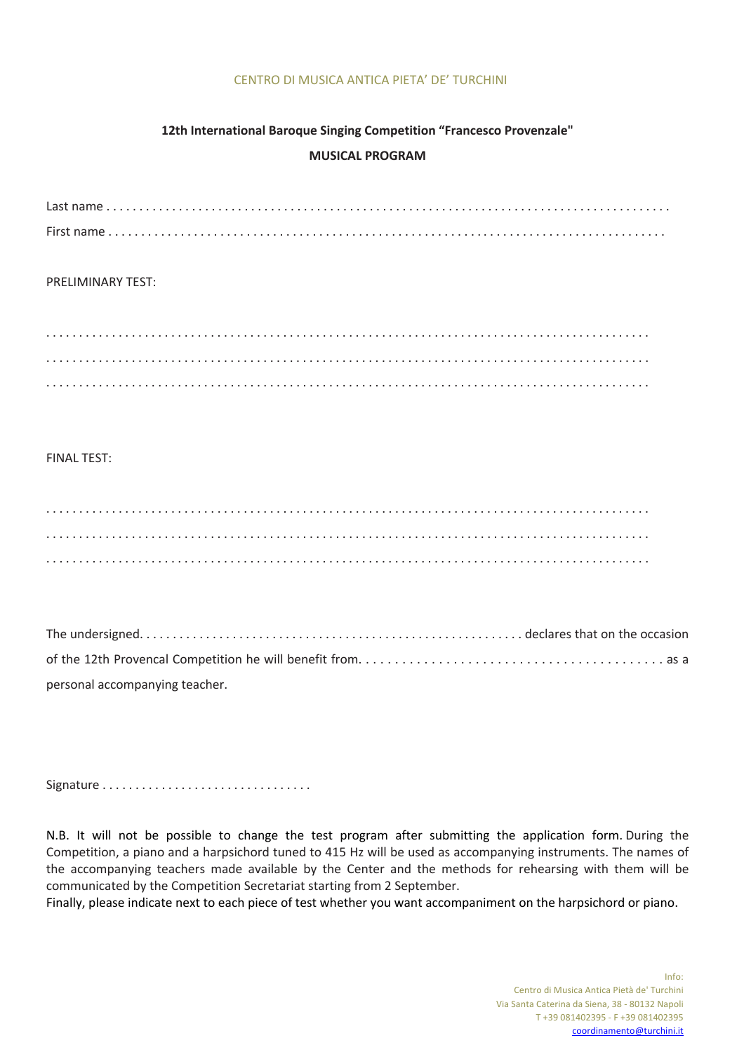CENTRO DI MUSICA ANTICA PIETA' DE' TURCHINI

**12th International Baroque Singing Competition "Francesco Provenzale"**

**MUSICAL PROGRAM**

Last name . . . . . . . . . . . . . . . . . . . . . . . . . . . . . . . . . . . . . . . . . . . . . . . . . . . . . . . . . . . . . . . . . . . . . . . . . . . . .

First name . . . . . . . . . . . . . . . . . . . . . . . . . . . . . . . . . . . . . . . . . . . . . . . . . . . . . . . . . . . . . . . . . . . . . . . . . . . .

PRELIMINARY TEST:

. . . . . . . . . . . . . . . . . . . . . . . . . . . . . . . . . . . . . . . . . . . . . . . . . . . . . . . . . . . . . . . . . . . . . . . . . . . . . . . . .

. . . . . . . . . . . . . . . . . . . . . . . . . . . . . . . . . . . . . . . . . . . . . . . . . . . . . . . . . . . . . . . . . . . . . . . . . . . . . . . . .

. . . . . . . . . . . . . . . . . . . . . . . . . . . . . . . . . . . . . . . . . . . . . . . . . . . . . . . . . . . . . . . . . . . . . . . . . . . . . . . . .

FINAL TEST:

. . . . . . . . . . . . . . . . . . . . . . . . . . . . . . . . . . . . . . . . . . . . . . . . . . . . . . . . . . . . . . . . . . . . . . . . . . . . . . . . .

. . . . . . . . . . . . . . . . . . . . . . . . . . . . . . . . . . . . . . . . . . . . . . . . . . . . . . . . . . . . . . . . . . . . . . . . . . . . . . . . .

. . . . . . . . . . . . . . . . . . . . . . . . . . . . . . . . . . . . . . . . . . . . . . . . . . . . . . . . . . . . . . . . . . . . . . . . . . . . . . . . .

The undersigned. . . . . . . . . . . . . . . . . . . . . . . . . . . . . . . . . . . . . . . . . . . . . . . . . . . . . . . declares that on the occasion of the 12th Provencal Competition he will benefit from. . . . . . . . . . . . . . . . . . . . . . . . . . . . . . . . . . . . . . . . . . . as a personal accompanying teacher.

Signature . . . . . . . . . . . . . . . . . . . . . . . . . . . . . . .

N.B. It will not be possible to change the test program after submitting the application form. During the Competition, a piano and a harpsichord tuned to 415 Hz will be used as accompanying instruments. The names of the accompanying teachers made available by the Center and the methods for rehearsing with them will be communicated by the Competition Secretariat starting from 2 September.
Finally, please indicate next to each piece of test whether you want accompaniment on the harpsichord or piano.

Info:
Centro di Musica Antica Pietà de' Turchini
Via Santa Caterina da Siena, 38 - 80132 Napoli
T +39 081402395 - F +39 081402395
coordinamento@turchini.it